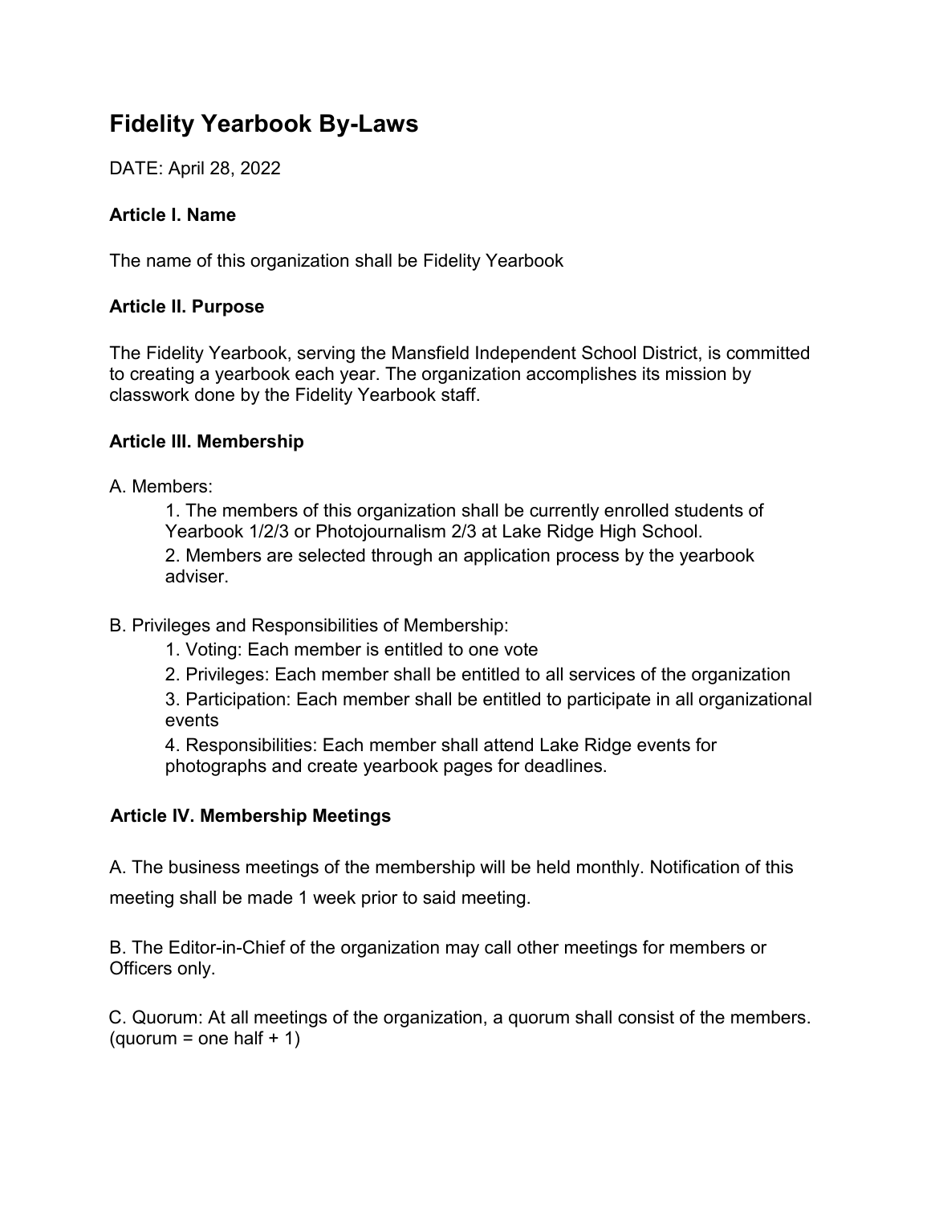# Fidelity Yearbook By-Laws

DATE: April 28, 2022

### Article I. Name

The name of this organization shall be Fidelity Yearbook

### Article II. Purpose

The Fidelity Yearbook, serving the Mansfield Independent School District, is committed to creating a yearbook each year. The organization accomplishes its mission by classwork done by the Fidelity Yearbook staff.

### Article III. Membership

A. Members:

1. The members of this organization shall be currently enrolled students of Yearbook 1/2/3 or Photojournalism 2/3 at Lake Ridge High School.
2. Members are selected through an application process by the yearbook adviser.

B. Privileges and Responsibilities of Membership:

1. Voting: Each member is entitled to one vote
2. Privileges: Each member shall be entitled to all services of the organization
3. Participation: Each member shall be entitled to participate in all organizational events
4. Responsibilities: Each member shall attend Lake Ridge events for photographs and create yearbook pages for deadlines.

### Article IV. Membership Meetings

A. The business meetings of the membership will be held monthly. Notification of this meeting shall be made 1 week prior to said meeting.

B. The Editor-in-Chief of the organization may call other meetings for members or Officers only.

C. Quorum: At all meetings of the organization, a quorum shall consist of the members. (quorum = one half + 1)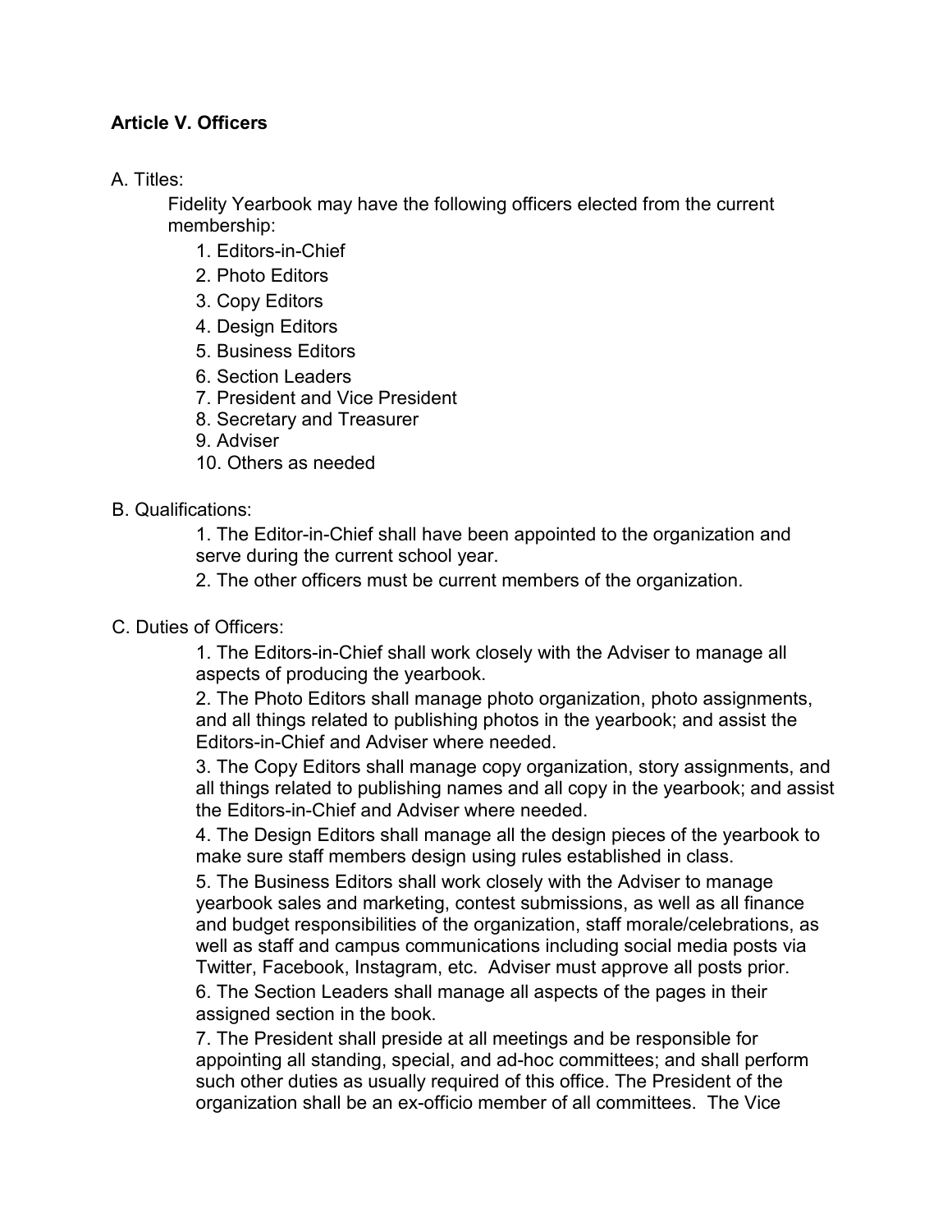**Article V. Officers**

A. Titles:

Fidelity Yearbook may have the following officers elected from the current membership:

1. Editors-in-Chief
2. Photo Editors
3. Copy Editors
4. Design Editors
5. Business Editors
6. Section Leaders
7. President and Vice President
8. Secretary and Treasurer
9. Adviser
10. Others as needed

B. Qualifications:

1. The Editor-in-Chief shall have been appointed to the organization and serve during the current school year.
2. The other officers must be current members of the organization.

C. Duties of Officers:

1. The Editors-in-Chief shall work closely with the Adviser to manage all aspects of producing the yearbook.
2. The Photo Editors shall manage photo organization, photo assignments, and all things related to publishing photos in the yearbook; and assist the Editors-in-Chief and Adviser where needed.
3. The Copy Editors shall manage copy organization, story assignments, and all things related to publishing names and all copy in the yearbook; and assist the Editors-in-Chief and Adviser where needed.
4. The Design Editors shall manage all the design pieces of the yearbook to make sure staff members design using rules established in class.
5. The Business Editors shall work closely with the Adviser to manage yearbook sales and marketing, contest submissions, as well as all finance and budget responsibilities of the organization, staff morale/celebrations, as well as staff and campus communications including social media posts via Twitter, Facebook, Instagram, etc. Adviser must approve all posts prior.
6. The Section Leaders shall manage all aspects of the pages in their assigned section in the book.
7. The President shall preside at all meetings and be responsible for appointing all standing, special, and ad-hoc committees; and shall perform such other duties as usually required of this office. The President of the organization shall be an ex-officio member of all committees. The Vice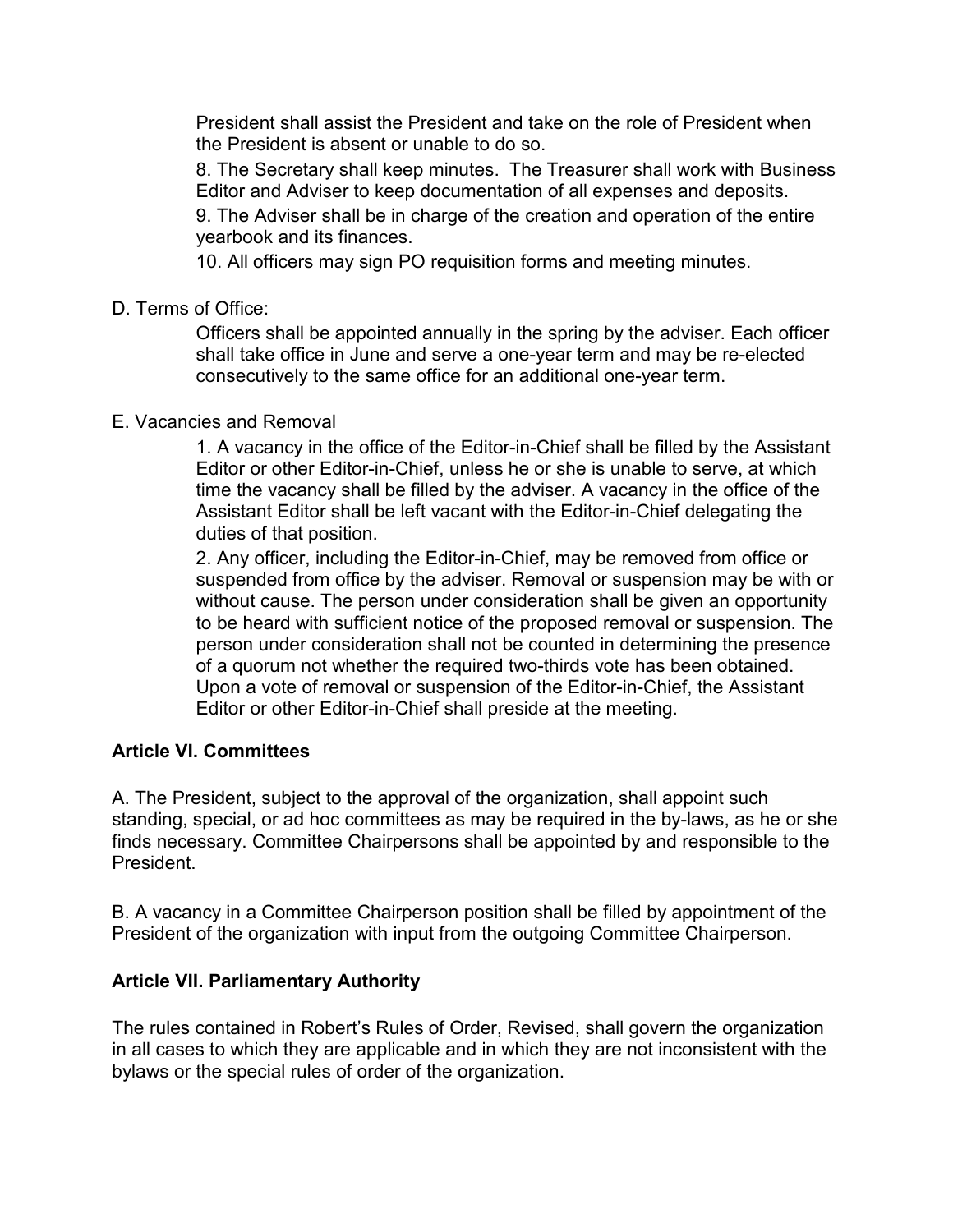President shall assist the President and take on the role of President when the President is absent or unable to do so.

8. The Secretary shall keep minutes. The Treasurer shall work with Business Editor and Adviser to keep documentation of all expenses and deposits.

9. The Adviser shall be in charge of the creation and operation of the entire yearbook and its finances.

10. All officers may sign PO requisition forms and meeting minutes.

D. Terms of Office:

Officers shall be appointed annually in the spring by the adviser. Each officer shall take office in June and serve a one-year term and may be re-elected consecutively to the same office for an additional one-year term.

E. Vacancies and Removal

1. A vacancy in the office of the Editor-in-Chief shall be filled by the Assistant Editor or other Editor-in-Chief, unless he or she is unable to serve, at which time the vacancy shall be filled by the adviser. A vacancy in the office of the Assistant Editor shall be left vacant with the Editor-in-Chief delegating the duties of that position.

2. Any officer, including the Editor-in-Chief, may be removed from office or suspended from office by the adviser. Removal or suspension may be with or without cause. The person under consideration shall be given an opportunity to be heard with sufficient notice of the proposed removal or suspension. The person under consideration shall not be counted in determining the presence of a quorum not whether the required two-thirds vote has been obtained. Upon a vote of removal or suspension of the Editor-in-Chief, the Assistant Editor or other Editor-in-Chief shall preside at the meeting.

**Article VI. Committees**

A. The President, subject to the approval of the organization, shall appoint such standing, special, or ad hoc committees as may be required in the by-laws, as he or she finds necessary. Committee Chairpersons shall be appointed by and responsible to the President.

B. A vacancy in a Committee Chairperson position shall be filled by appointment of the President of the organization with input from the outgoing Committee Chairperson.

**Article VII. Parliamentary Authority**

The rules contained in Robert's Rules of Order, Revised, shall govern the organization in all cases to which they are applicable and in which they are not inconsistent with the bylaws or the special rules of order of the organization.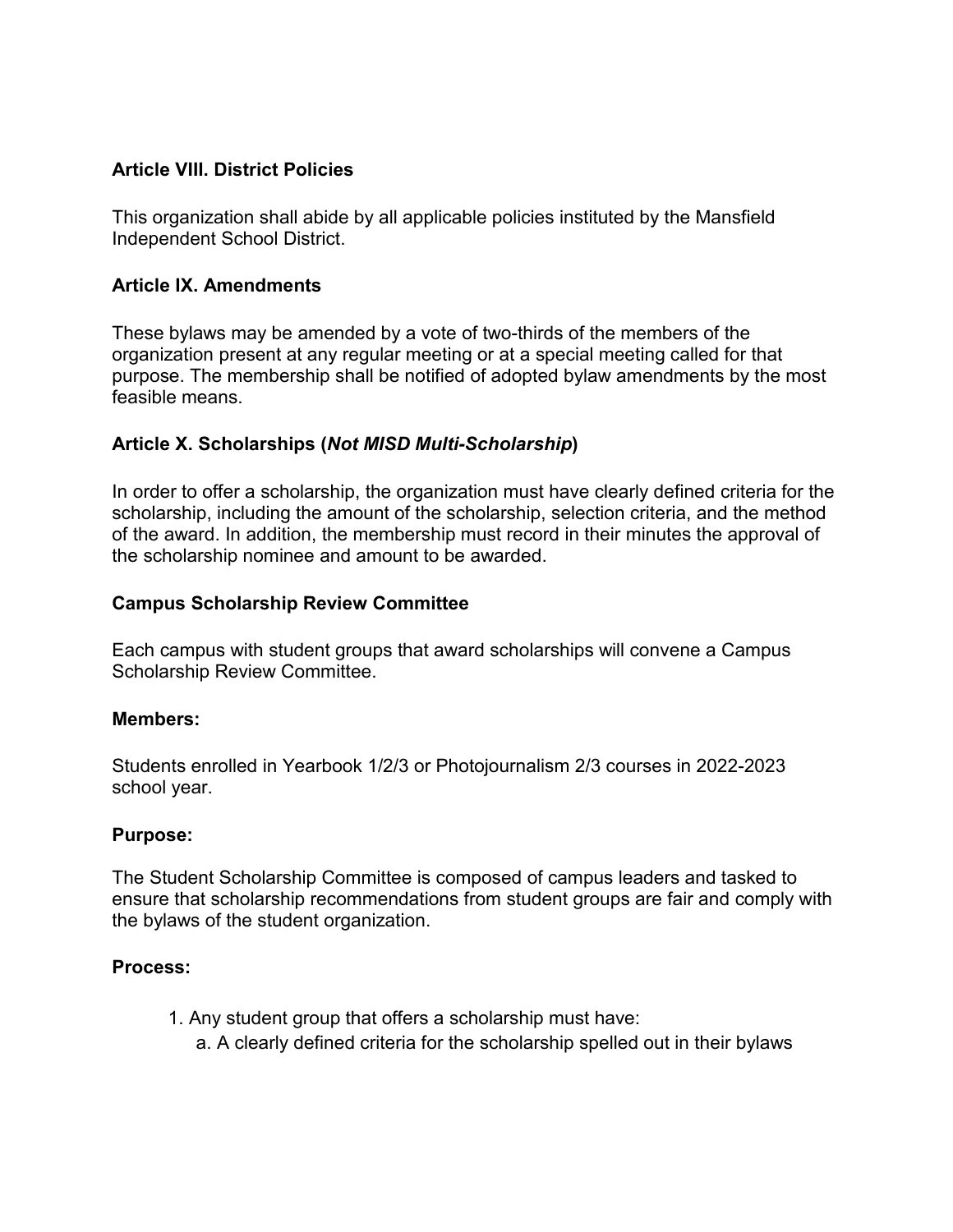**Article VIII. District Policies**

This organization shall abide by all applicable policies instituted by the Mansfield Independent School District.

**Article IX. Amendments**

These bylaws may be amended by a vote of two-thirds of the members of the organization present at any regular meeting or at a special meeting called for that purpose. The membership shall be notified of adopted bylaw amendments by the most feasible means.

**Article X. Scholarships (*Not MISD Multi-Scholarship*)**

In order to offer a scholarship, the organization must have clearly defined criteria for the scholarship, including the amount of the scholarship, selection criteria, and the method of the award. In addition, the membership must record in their minutes the approval of the scholarship nominee and amount to be awarded.

**Campus Scholarship Review Committee**

Each campus with student groups that award scholarships will convene a Campus Scholarship Review Committee.

**Members:**

Students enrolled in Yearbook 1/2/3 or Photojournalism 2/3 courses in 2022-2023 school year.

**Purpose:**

The Student Scholarship Committee is composed of campus leaders and tasked to ensure that scholarship recommendations from student groups are fair and comply with the bylaws of the student organization.

**Process:**

1. Any student group that offers a scholarship must have:
   a. A clearly defined criteria for the scholarship spelled out in their bylaws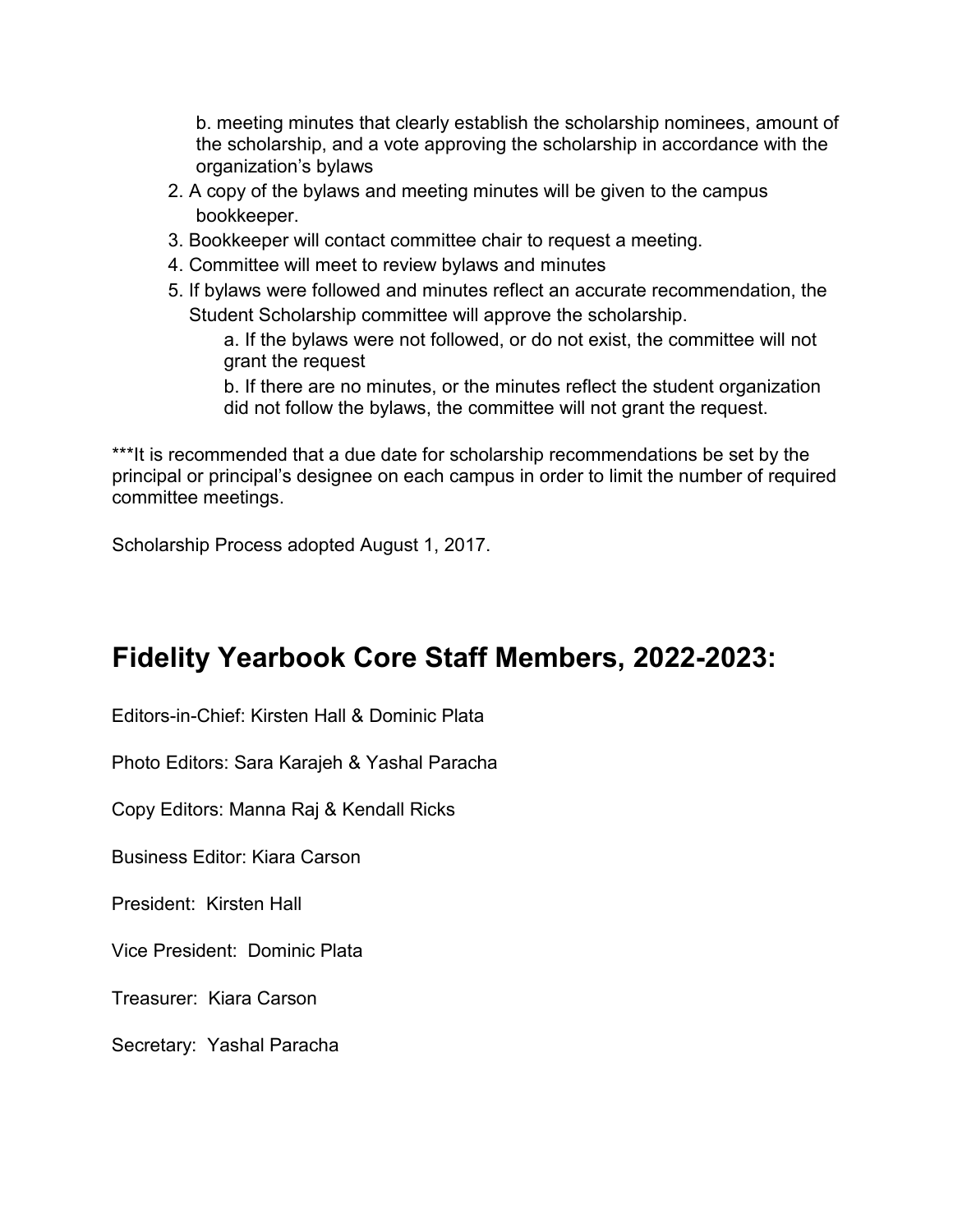b. meeting minutes that clearly establish the scholarship nominees, amount of the scholarship, and a vote approving the scholarship in accordance with the organization's bylaws

2. A copy of the bylaws and meeting minutes will be given to the campus bookkeeper.
3. Bookkeeper will contact committee chair to request a meeting.
4. Committee will meet to review bylaws and minutes
5. If bylaws were followed and minutes reflect an accurate recommendation, the Student Scholarship committee will approve the scholarship.
   a. If the bylaws were not followed, or do not exist, the committee will not grant the request
   
   b. If there are no minutes, or the minutes reflect the student organization did not follow the bylaws, the committee will not grant the request.

***It is recommended that a due date for scholarship recommendations be set by the principal or principal's designee on each campus in order to limit the number of required committee meetings.

Scholarship Process adopted August 1, 2017.

## Fidelity Yearbook Core Staff Members, 2022-2023:

Editors-in-Chief: Kirsten Hall & Dominic Plata

Photo Editors: Sara Karajeh & Yashal Paracha

Copy Editors: Manna Raj & Kendall Ricks

Business Editor: Kiara Carson

President: Kirsten Hall

Vice President: Dominic Plata

Treasurer: Kiara Carson

Secretary: Yashal Paracha